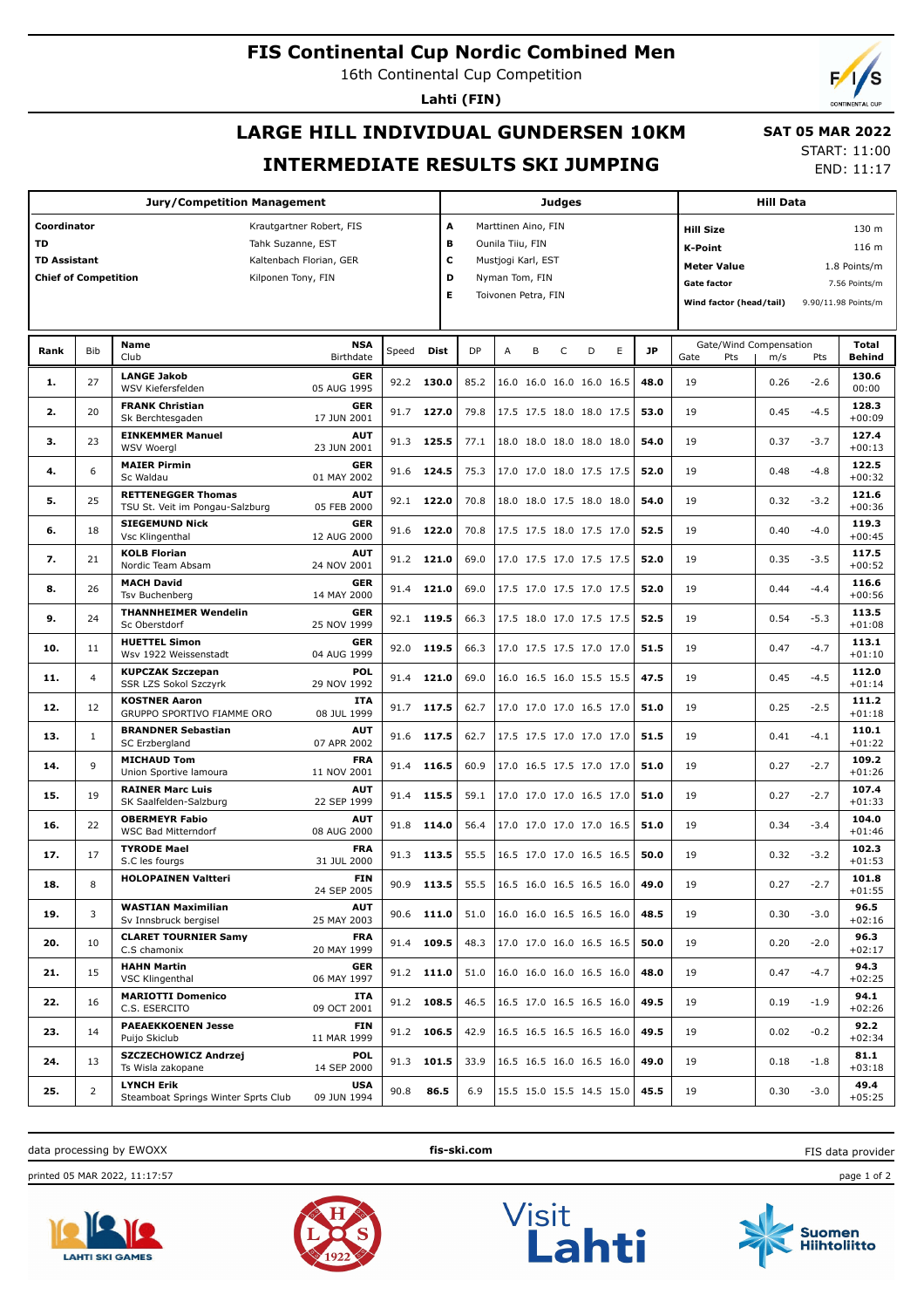# FIS Continental Cup Nordic Combined Men

16th Continental Cup Competition

**Lahti (FIN)**

## LARGE HILL INDIVIDUAL GUNDERSEN 10KM

## INTERMEDIATE RESULTS SKI JUMPING

**SAT 05 MAR 2022**

START: 11:00

END: 11:17

| Jury/Competition Management | |
|---|---|
| Coordinator | Krautgartner Robert, FIS |
| TD | Tahk Suzanne, EST |
| TD Assistant | Kaltenbach Florian, GER |
| Chief of Competition | Kilponen Tony, FIN |

| Judges | |
|---|---|
| A | Marttinen Aino, FIN |
| B | Ounila Tiiu, FIN |
| C | Mustjogi Karl, EST |
| D | Nyman Tom, FIN |
| E | Toivonen Petra, FIN |

| Hill Data | |
|---|---|
| Hill Size | 130 m |
| K-Point | 116 m |
| Meter Value | 1.8 Points/m |
| Gate factor | 7.56 Points/m |
| Wind factor (head/tail) | 9.90/11.98 Points/m |

| Rank | Bib | Name / Club | NSA / Birthdate | Speed | Dist | DP | A | B | C | D | E | JP | Gate | Gate Pts | Wind m/s | Wind Pts | Total / Behind |
|---|---|---|---|---|---|---|---|---|---|---|---|---|---|---|---|---|---|
| 1. | 27 | **LANGE Jakob** WSV Kiefersfelden | **GER** 05 AUG 1995 | 92.2 | **130.0** | 85.2 | 16.0 | 16.0 | 16.0 | 16.0 | 16.5 | **48.0** | 19 | | 0.26 | -2.6 | **130.6** 00:00 |
| 2. | 20 | **FRANK Christian** Sk Berchtesgaden | **GER** 17 JUN 2001 | 91.7 | **127.0** | 79.8 | 17.5 | 17.5 | 18.0 | 18.0 | 17.5 | **53.0** | 19 | | 0.45 | -4.5 | **128.3** +00:09 |
| 3. | 23 | **EINKEMMER Manuel** WSV Woergl | **AUT** 23 JUN 2001 | 91.3 | **125.5** | 77.1 | 18.0 | 18.0 | 18.0 | 18.0 | 18.0 | **54.0** | 19 | | 0.37 | -3.7 | **127.4** +00:13 |
| 4. | 6 | **MAIER Pirmin** Sc Waldau | **GER** 01 MAY 2002 | 91.6 | **124.5** | 75.3 | 17.0 | 17.0 | 18.0 | 17.5 | 17.5 | **52.0** | 19 | | 0.48 | -4.8 | **122.5** +00:32 |
| 5. | 25 | **RETTENEGGER Thomas** TSU St. Veit im Pongau-Salzburg | **AUT** 05 FEB 2000 | 92.1 | **122.0** | 70.8 | 18.0 | 18.0 | 17.5 | 18.0 | 18.0 | **54.0** | 19 | | 0.32 | -3.2 | **121.6** +00:36 |
| 6. | 18 | **SIEGEMUND Nick** Vsc Klingenthal | **GER** 12 AUG 2000 | 91.6 | **122.0** | 70.8 | 17.5 | 17.5 | 18.0 | 17.5 | 17.0 | **52.5** | 19 | | 0.40 | -4.0 | **119.3** +00:45 |
| 7. | 21 | **KOLB Florian** Nordic Team Absam | **AUT** 24 NOV 2001 | 91.2 | **121.0** | 69.0 | 17.0 | 17.5 | 17.0 | 17.5 | 17.5 | **52.0** | 19 | | 0.35 | -3.5 | **117.5** +00:52 |
| 8. | 26 | **MACH David** Tsv Buchenberg | **GER** 14 MAY 2000 | 91.4 | **121.0** | 69.0 | 17.5 | 17.0 | 17.5 | 17.0 | 17.5 | **52.0** | 19 | | 0.44 | -4.4 | **116.6** +00:56 |
| 9. | 24 | **THANNHEIMER Wendelin** Sc Oberstdorf | **GER** 25 NOV 1999 | 92.1 | **119.5** | 66.3 | 17.5 | 18.0 | 17.0 | 17.5 | 17.5 | **52.5** | 19 | | 0.54 | -5.3 | **113.5** +01:08 |
| 10. | 11 | **HUETTEL Simon** Wsv 1922 Weissenstadt | **GER** 04 AUG 1999 | 92.0 | **119.5** | 66.3 | 17.0 | 17.5 | 17.5 | 17.0 | 17.0 | **51.5** | 19 | | 0.47 | -4.7 | **113.1** +01:10 |
| 11. | 4 | **KUPCZAK Szczepan** SSR LZS Sokol Szczyrk | **POL** 29 NOV 1992 | 91.4 | **121.0** | 69.0 | 16.0 | 16.5 | 16.0 | 15.5 | 15.5 | **47.5** | 19 | | 0.45 | -4.5 | **112.0** +01:14 |
| 12. | 12 | **KOSTNER Aaron** GRUPPO SPORTIVO FIAMME ORO | **ITA** 08 JUL 1999 | 91.7 | **117.5** | 62.7 | 17.0 | 17.0 | 17.0 | 16.5 | 17.0 | **51.0** | 19 | | 0.25 | -2.5 | **111.2** +01:18 |
| 13. | 1 | **BRANDNER Sebastian** SC Erzbergland | **AUT** 07 APR 2002 | 91.6 | **117.5** | 62.7 | 17.5 | 17.5 | 17.0 | 17.0 | 17.0 | **51.5** | 19 | | 0.41 | -4.1 | **110.1** +01:22 |
| 14. | 9 | **MICHAUD Tom** Union Sportive lamoura | **FRA** 11 NOV 2001 | 91.4 | **116.5** | 60.9 | 17.0 | 16.5 | 17.5 | 17.0 | 17.0 | **51.0** | 19 | | 0.27 | -2.7 | **109.2** +01:26 |
| 15. | 19 | **RAINER Marc Luis** SK Saalfelden-Salzburg | **AUT** 22 SEP 1999 | 91.4 | **115.5** | 59.1 | 17.0 | 17.0 | 17.0 | 16.5 | 17.0 | **51.0** | 19 | | 0.27 | -2.7 | **107.4** +01:33 |
| 16. | 22 | **OBERMEYR Fabio** WSC Bad Mitterndorf | **AUT** 08 AUG 2000 | 91.8 | **114.0** | 56.4 | 17.0 | 17.0 | 17.0 | 17.0 | 16.5 | **51.0** | 19 | | 0.34 | -3.4 | **104.0** +01:46 |
| 17. | 17 | **TYRODE Mael** S.C les fourgs | **FRA** 31 JUL 2000 | 91.3 | **113.5** | 55.5 | 16.5 | 17.0 | 17.0 | 16.5 | 16.5 | **50.0** | 19 | | 0.32 | -3.2 | **102.3** +01:53 |
| 18. | 8 | **HOLOPAINEN Valtteri** | **FIN** 24 SEP 2005 | 90.9 | **113.5** | 55.5 | 16.5 | 16.0 | 16.5 | 16.5 | 16.0 | **49.0** | 19 | | 0.27 | -2.7 | **101.8** +01:55 |
| 19. | 3 | **WASTIAN Maximilian** Sv Innsbruck bergisel | **AUT** 25 MAY 2003 | 90.6 | **111.0** | 51.0 | 16.0 | 16.0 | 16.5 | 16.5 | 16.0 | **48.5** | 19 | | 0.30 | -3.0 | **96.5** +02:16 |
| 20. | 10 | **CLARET TOURNIER Samy** C.S chamonix | **FRA** 20 MAY 1999 | 91.4 | **109.5** | 48.3 | 17.0 | 17.0 | 16.0 | 16.5 | 16.5 | **50.0** | 19 | | 0.20 | -2.0 | **96.3** +02:17 |
| 21. | 15 | **HAHN Martin** VSC Klingenthal | **GER** 06 MAY 1997 | 91.2 | **111.0** | 51.0 | 16.0 | 16.0 | 16.0 | 16.5 | 16.0 | **48.0** | 19 | | 0.47 | -4.7 | **94.3** +02:25 |
| 22. | 16 | **MARIOTTI Domenico** C.S. ESERCITO | **ITA** 09 OCT 2001 | 91.2 | **108.5** | 46.5 | 16.5 | 17.0 | 16.5 | 16.5 | 16.0 | **49.5** | 19 | | 0.19 | -1.9 | **94.1** +02:26 |
| 23. | 14 | **PAEAEKKOENEN Jesse** Puijo Skiclub | **FIN** 11 MAR 1999 | 91.2 | **106.5** | 42.9 | 16.5 | 16.5 | 16.5 | 16.5 | 16.0 | **49.5** | 19 | | 0.02 | -0.2 | **92.2** +02:34 |
| 24. | 13 | **SZCZECHOWICZ Andrzej** Ts Wisla zakopane | **POL** 14 SEP 2000 | 91.3 | **101.5** | 33.9 | 16.5 | 16.5 | 16.0 | 16.5 | 16.0 | **49.0** | 19 | | 0.18 | -1.8 | **81.1** +03:18 |
| 25. | 2 | **LYNCH Erik** Steamboat Springs Winter Sprts Club | **USA** 09 JUN 1994 | 90.8 | **86.5** | 6.9 | 15.5 | 15.0 | 15.5 | 14.5 | 15.0 | **45.5** | 19 | | 0.30 | -3.0 | **49.4** +05:25 |

data processing by EWOXX | **fis-ski.com** | FIS data provider

printed 05 MAR 2022, 11:17:57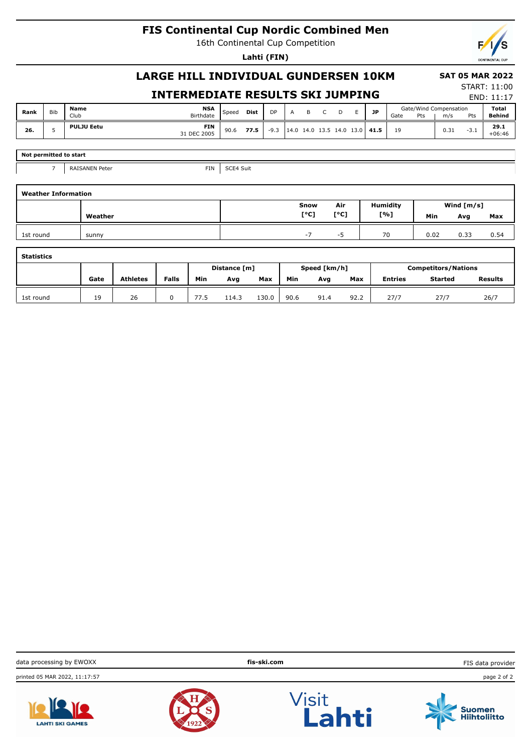# FIS Continental Cup Nordic Combined Men

16th Continental Cup Competition

**Lahti (FIN)**

## LARGE HILL INDIVIDUAL GUNDERSEN 10KM

## INTERMEDIATE RESULTS SKI JUMPING

**SAT 05 MAR 2022**

START: 11:00

END: 11:17

| Rank | Bib | Name / Club | NSA / Birthdate | Speed | Dist | DP | A | B | C | D | E | JP | Gate/Wind Compensation Gate | Pts | m/s | Pts | Total Behind |
|---|---|---|---|---|---|---|---|---|---|---|---|---|---|---|---|---|---|
| 26. | 5 | **PULJU Eetu** | **FIN** 31 DEC 2005 | 90.6 | **77.5** | -9.3 | 14.0 | 14.0 | 13.5 | 14.0 | 13.0 | **41.5** | 19 | | 0.31 | -3.1 | **29.1** +06:46 |

**Not permitted to start**

| | | | |
|---|---|---|---|
| 7 | RAISANEN Peter | FIN | SCE4 Suit |

**Weather Information**

| | Weather | Snow [°C] | Air [°C] | Humidity [%] | Wind [m/s] Min | Avg | Max |
|---|---|---|---|---|---|---|---|
| 1st round | sunny | -7 | -5 | 70 | 0.02 | 0.33 | 0.54 |

**Statistics**

| | Gate | Athletes | Falls | Distance [m] Min | Avg | Max | Speed [km/h] Min | Avg | Max | Competitors/Nations Entries | Started | Results |
|---|---|---|---|---|---|---|---|---|---|---|---|---|
| 1st round | 19 | 26 | 0 | 77.5 | 114.3 | 130.0 | 90.6 | 91.4 | 92.2 | 27/7 | 27/7 | 26/7 |

data processing by EWOXX | fis-ski.com | FIS data provider

printed 05 MAR 2022, 11:17:57